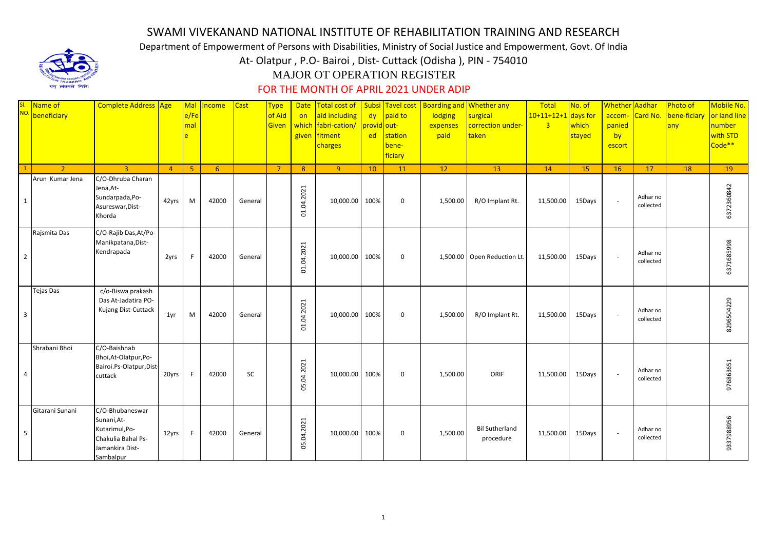# SWAMI VIVEKANAND NATIONAL INSTITUTE OF REHABILITATION TRAINING AND RESEARCH

Department of Empowerment of Persons with Disabilities, Ministry of Social Justice and Empowerment, Govt. Of India

At- Olatpur , P.O- Bairoi , Dist- Cuttack (Odisha ), PIN - 754010

## MAJOR OT OPERATION REGISTER

### FOR THE MONTH OF APRIL 2021 UNDER ADIP

| Sl. NO. | Name of beneficiary | Complete Address | Age | Male/Female | Income | Cast | Type of Aid Given | Date on which given | Total cost of aid including fabri-cation/ fitment charges | Subsidy provided | Tavel cost paid to out-station bene-ficiary | Boarding and lodging expenses paid | Whether any surgical correction under-taken | Total 10+11+12+13 | No. of days for which stayed | Whether accom-panied by escort | Aadhar Card No. | Photo of bene-ficiary any | Mobile No. or land line number with STD Code** |
|---|---|---|---|---|---|---|---|---|---|---|---|---|---|---|---|---|---|---|---|
| 1 | 2 | 3 | 4 | 5 | 6 | | 7 | 8 | 9 | 10 | 11 | 12 | 13 | 14 | 15 | 16 | 17 | 18 | 19 |
| 1 | Arun Kumar Jena | C/O-Dhruba Charan Jena,At-Sundarpada,Po-Asureswar,Dist-Khorda | 42yrs | M | 42000 | General | | 01.04.2021 | 10,000.00 | 100% | 0 | 1,500.00 | R/O Implant Rt. | 11,500.00 | 15Days | - | Adhar no collected | | 6372360842 |
| 2 | Rajsmita Das | C/O-Rajib Das,At/Po-Manikpatana,Dist-Kendrapada | 2yrs | F | 42000 | General | | 01.04.2021 | 10,000.00 | 100% | 0 | 1,500.00 | Open Reduction Lt. | 11,500.00 | 15Days | - | Adhar no collected | | 6371685998 |
| 3 | Tejas Das | c/o-Biswa prakash Das At-Jadatira PO-Kujang Dist-Cuttack | 1yr | M | 42000 | General | | 01.04.2021 | 10,000.00 | 100% | 0 | 1,500.00 | R/O Implant Rt. | 11,500.00 | 15Days | - | Adhar no collected | | 8296504229 |
| 4 | Shrabani Bhoi | C/O-Baishnab Bhoi,At-Olatpur,Po-Bairoi.Ps-Olatpur,Dist-cuttack | 20yrs | F | 42000 | SC | | 05.04.2021 | 10,000.00 | 100% | 0 | 1,500.00 | ORIF | 11,500.00 | 15Days | - | Adhar no collected | | 976863651 |
| 5 | Gitarani Sunani | C/O-Bhubaneswar Sunani,At-Kutarimul,Po-Chakulia Bahal Ps-Jamankira Dist-Sambalpur | 12yrs | F | 42000 | General | | 05.04.2021 | 10,000.00 | 100% | 0 | 1,500.00 | Bil Sutherland procedure | 11,500.00 | 15Days | - | Adhar no collected | | 9337988956 |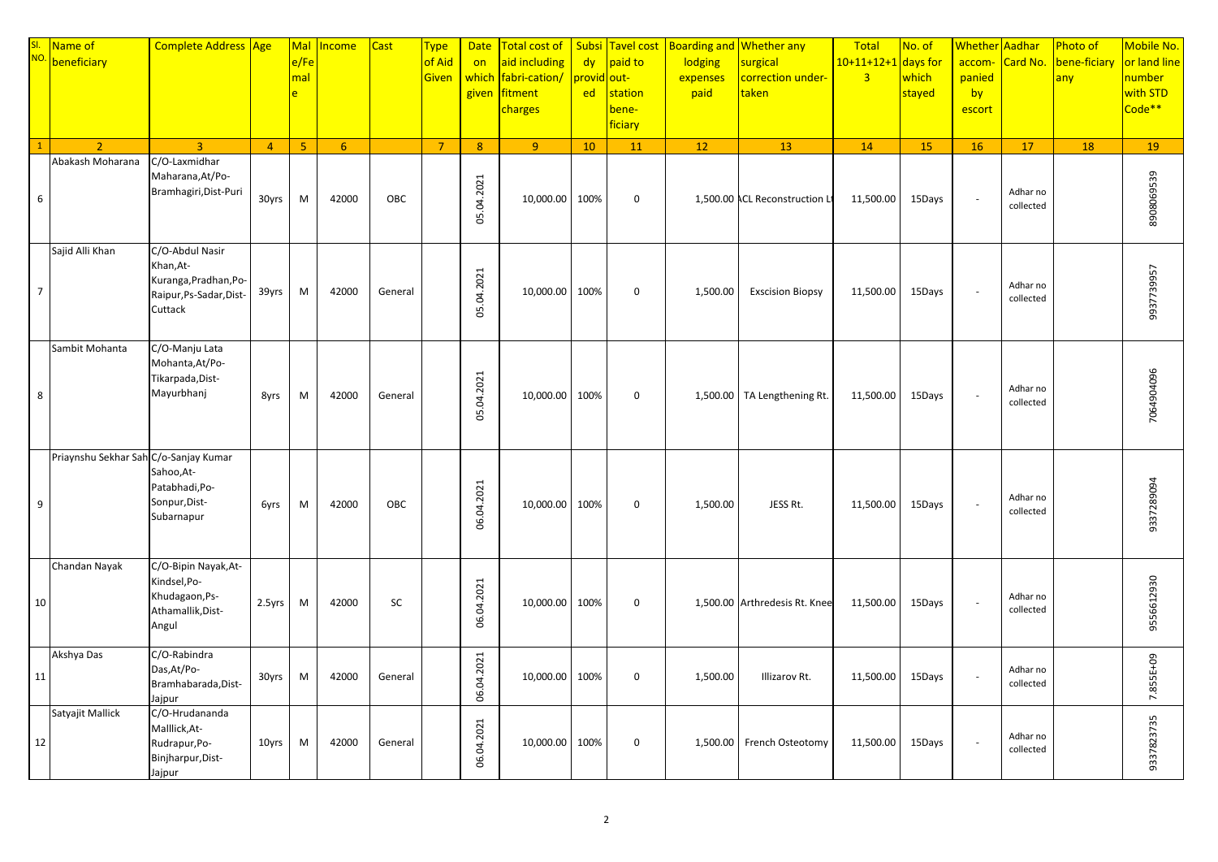| Sl. NO. | Name of beneficiary | Complete Address | Age | Mal e/Fe mal e | Income | Cast | Type of Aid Given | Date on which given | Total cost of aid including fabri-cation/ fitment charges | Subsi dy provid ed | Tavel cost paid to out-station bene-ficiary | Boarding and lodging expenses paid | Whether any surgical correction under-taken | Total 10+11+12+1 3 | No. of days for which stayed | Whether accom-panied by escort | Aadhar Card No. | Photo of bene-ficiary any | Mobile No. or land line number with STD Code** |
|---|---|---|---|---|---|---|---|---|---|---|---|---|---|---|---|---|---|---|---|
| 1 | 2 | 3 | 4 | 5 | 6 | | 7 | 8 | 9 | 10 | 11 | 12 | 13 | 14 | 15 | 16 | 17 | 18 | 19 |
| 6 | Abakash Moharana | C/O-Laxmidhar Maharana,At/Po-Bramhagiri,Dist-Puri | 30yrs | M | 42000 | OBC | | 05.04.2021 | 10,000.00 | 100% | 0 | 1,500.00 | ACL Reconstruction Lt | 11,500.00 | 15Days | - | Adhar no collected | | 8908069539 |
| 7 | Sajid Alli Khan | C/O-Abdul Nasir Khan,At-Kuranga,Pradhan,Po-Raipur,Ps-Sadar,Dist-Cuttack | 39yrs | M | 42000 | General | | 05.04.2021 | 10,000.00 | 100% | 0 | 1,500.00 | Exscision Biopsy | 11,500.00 | 15Days | - | Adhar no collected | | 9937739957 |
| 8 | Sambit Mohanta | C/O-Manju Lata Mohanta,At/Po-Tikarpada,Dist-Mayurbhanj | 8yrs | M | 42000 | General | | 05.04.2021 | 10,000.00 | 100% | 0 | 1,500.00 | TA Lengthening Rt. | 11,500.00 | 15Days | - | Adhar no collected | | 7064904096 |
| 9 | Priaynshu Sekhar Sah | C/o-Sanjay Kumar Sahoo,At-Patabhadi,Po-Sonpur,Dist-Subarnapur | 6yrs | M | 42000 | OBC | | 06.04.2021 | 10,000.00 | 100% | 0 | 1,500.00 | JESS Rt. | 11,500.00 | 15Days | - | Adhar no collected | | 9337289094 |
| 10 | Chandan Nayak | C/O-Bipin Nayak,At-Kindsel,Po-Khudagaon,Ps-Athamallik,Dist-Angul | 2.5yrs | M | 42000 | SC | | 06.04.2021 | 10,000.00 | 100% | 0 | 1,500.00 | Arthredesis Rt. Knee | 11,500.00 | 15Days | - | Adhar no collected | | 9556612930 |
| 11 | Akshya Das | C/O-Rabindra Das,At/Po-Bramhabarada,Dist-Jajpur | 30yrs | M | 42000 | General | | 06.04.2021 | 10,000.00 | 100% | 0 | 1,500.00 | Illizarov Rt. | 11,500.00 | 15Days | - | Adhar no collected | | 7.855E+09 |
| 12 | Satyajit Mallick | C/O-Hrudananda Malllick,At-Rudrapur,Po-Binjharpur,Dist-Jajpur | 10yrs | M | 42000 | General | | 06.04.2021 | 10,000.00 | 100% | 0 | 1,500.00 | French Osteotomy | 11,500.00 | 15Days | - | Adhar no collected | | 9337823735 |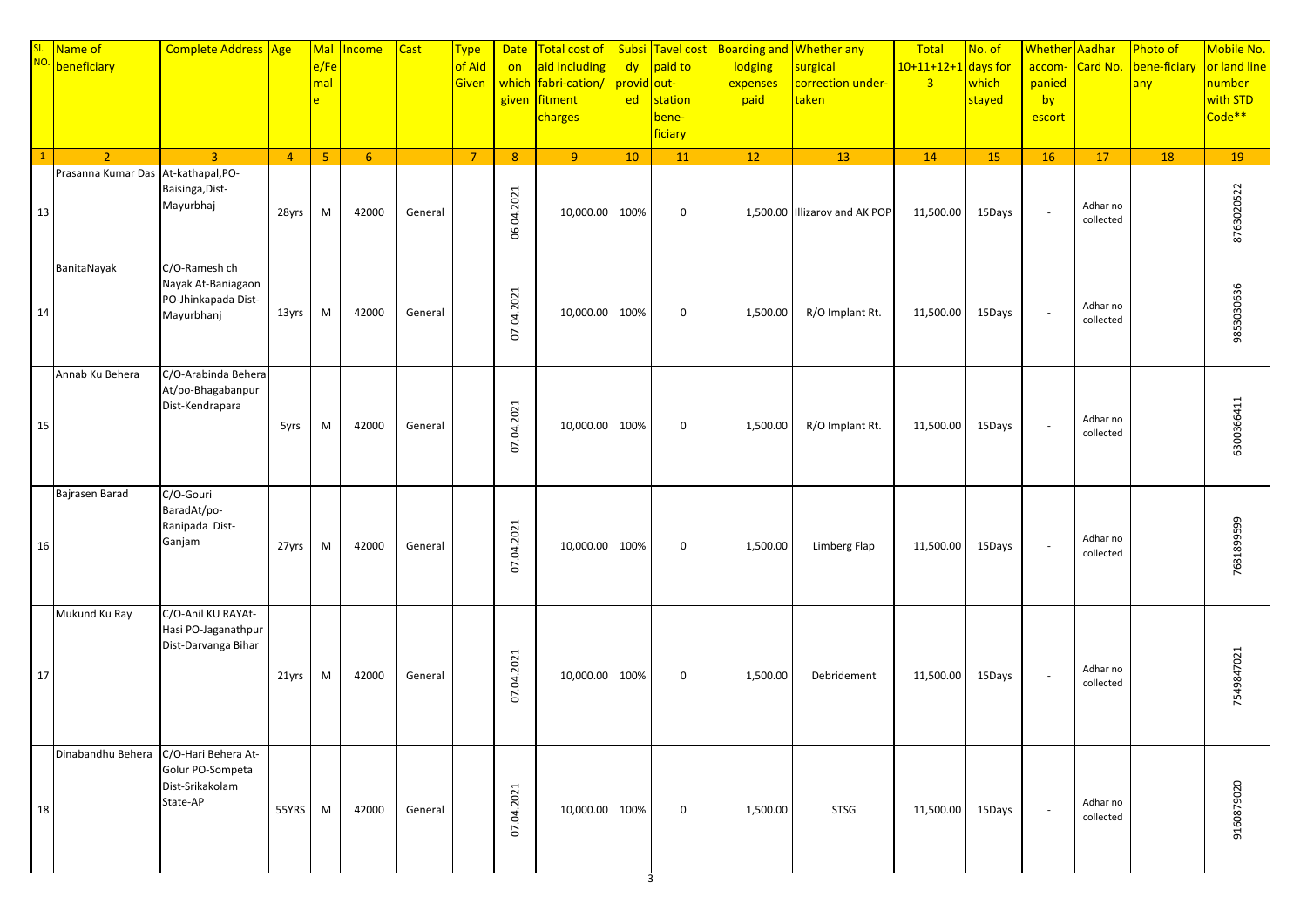| Sl. NO. | Name of beneficiary | Complete Address | Age | Male/Female | Income | Cast | Type of Aid Given | Date on which given | Total cost of aid including fabri-cation/ fitment charges | Subsidy provided | Tavel cost paid to out-station bene-ficiary | Boarding and lodging expenses paid | Whether any surgical correction under-taken | Total 10+11+12+13 | No. of days for which stayed | Whether accom-panied by escort | Aadhar Card No. | Photo of bene-ficiary any | Mobile No. or land line number with STD Code** |
|---|---|---|---|---|---|---|---|---|---|---|---|---|---|---|---|---|---|---|---|
| 1 | 2 | 3 | 4 | 5 | 6 | | 7 | 8 | 9 | 10 | 11 | 12 | 13 | 14 | 15 | 16 | 17 | 18 | 19 |
| 13 | Prasanna Kumar Das | At-kathapal,PO-Baisinga,Dist-Mayurbhaj | 28yrs | M | 42000 | General | | 06.04.2021 | 10,000.00 | 100% | 0 | 1,500.00 | Illizarov and AK POP | 11,500.00 | 15Days | - | Adhar no collected | | 8763020522 |
| 14 | BanitaNayak | C/O-Ramesh ch Nayak At-Baniagaon PO-Jhinkapada Dist-Mayurbhanj | 13yrs | M | 42000 | General | | 07.04.2021 | 10,000.00 | 100% | 0 | 1,500.00 | R/O Implant Rt. | 11,500.00 | 15Days | - | Adhar no collected | | 9853030636 |
| 15 | Annab Ku Behera | C/O-Arabinda Behera At/po-Bhagabanpur Dist-Kendrapara | 5yrs | M | 42000 | General | | 07.04.2021 | 10,000.00 | 100% | 0 | 1,500.00 | R/O Implant Rt. | 11,500.00 | 15Days | - | Adhar no collected | | 6300366411 |
| 16 | Bajrasen Barad | C/O-Gouri BaradAt/po-Ranipada Dist-Ganjam | 27yrs | M | 42000 | General | | 07.04.2021 | 10,000.00 | 100% | 0 | 1,500.00 | Limberg Flap | 11,500.00 | 15Days | - | Adhar no collected | | 7681899599 |
| 17 | Mukund Ku Ray | C/O-Anil KU RAYAt-Hasi PO-Jaganathpur Dist-Darvanga Bihar | 21yrs | M | 42000 | General | | 07.04.2021 | 10,000.00 | 100% | 0 | 1,500.00 | Debridement | 11,500.00 | 15Days | - | Adhar no collected | | 7549847021 |
| 18 | Dinabandhu Behera | C/O-Hari Behera At-Golur PO-Sompeta Dist-Srikakolam State-AP | 55YRS | M | 42000 | General | | 07.04.2021 | 10,000.00 | 100% | 0 | 1,500.00 | STSG | 11,500.00 | 15Days | - | Adhar no collected | | 9160879020 |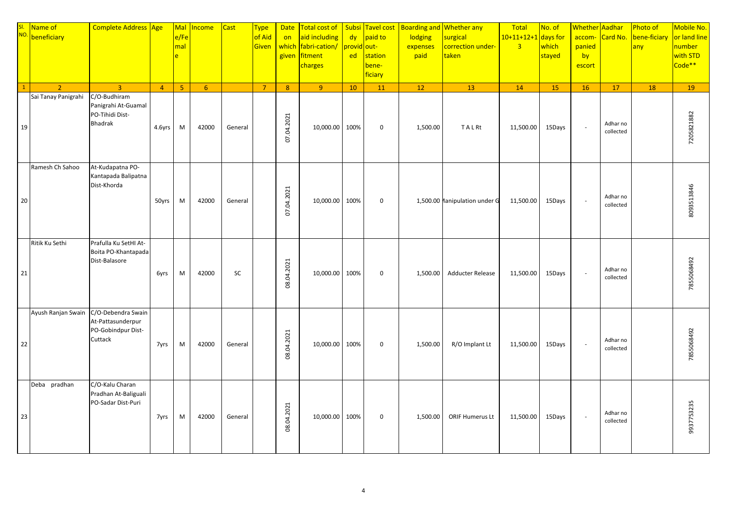| Sl. NO. | Name of beneficiary | Complete Address | Age | Mal e/Fe mal e | Income | Cast | Type of Aid Given | Date on which given | Total cost of aid including fabri-cation/ fitment charges | Subsi dy provid ed | Tavel cost paid to out-station bene-ficiary | Boarding and lodging expenses paid | Whether any surgical correction under-taken | Total 10+11+12+1 3 | No. of days for which stayed | Whether accom-panied by escort | Aadhar Card No. | Photo of bene-ficiary any | Mobile No. or land line number with STD Code** |
|---|---|---|---|---|---|---|---|---|---|---|---|---|---|---|---|---|---|---|---|
| 1 | 2 | 3 | 4 | 5 | 6 | | 7 | 8 | 9 | 10 | 11 | 12 | 13 | 14 | 15 | 16 | 17 | 18 | 19 |
| 19 | Sai Tanay Panigrahi | C/O-Budhiram Panigrahi At-Guamal PO-Tihidi Dist-Bhadrak | 4.6yrs | M | 42000 | General | | 07.04.2021 | 10,000.00 | 100% | 0 | 1,500.00 | T A L Rt | 11,500.00 | 15Days | - | Adhar no collected | | 7205821882 |
| 20 | Ramesh Ch Sahoo | At-Kudapatna PO-Kantapada Balipatna Dist-Khorda | 50yrs | M | 42000 | General | | 07.04.2021 | 10,000.00 | 100% | 0 | 1,500.00 | lanipulation under G | 11,500.00 | 15Days | - | Adhar no collected | | 8093513846 |
| 21 | Ritik Ku Sethi | Prafulla Ku SetHI At-Boita PO-Khantapada Dist-Balasore | 6yrs | M | 42000 | SC | | 08.04.2021 | 10,000.00 | 100% | 0 | 1,500.00 | Adducter Release | 11,500.00 | 15Days | - | Adhar no collected | | 7855068492 |
| 22 | Ayush Ranjan Swain | C/O-Debendra Swain At-Pattasunderpur PO-Gobindpur Dist-Cuttack | 7yrs | M | 42000 | General | | 08.04.2021 | 10,000.00 | 100% | 0 | 1,500.00 | R/O Implant Lt | 11,500.00 | 15Days | - | Adhar no collected | | 7855068492 |
| 23 | Deba pradhan | C/O-Kalu Charan Pradhan At-Baliguali PO-Sadar Dist-Puri | 7yrs | M | 42000 | General | | 08.04.2021 | 10,000.00 | 100% | 0 | 1,500.00 | ORIF Humerus Lt | 11,500.00 | 15Days | - | Adhar no collected | | 9937753235 |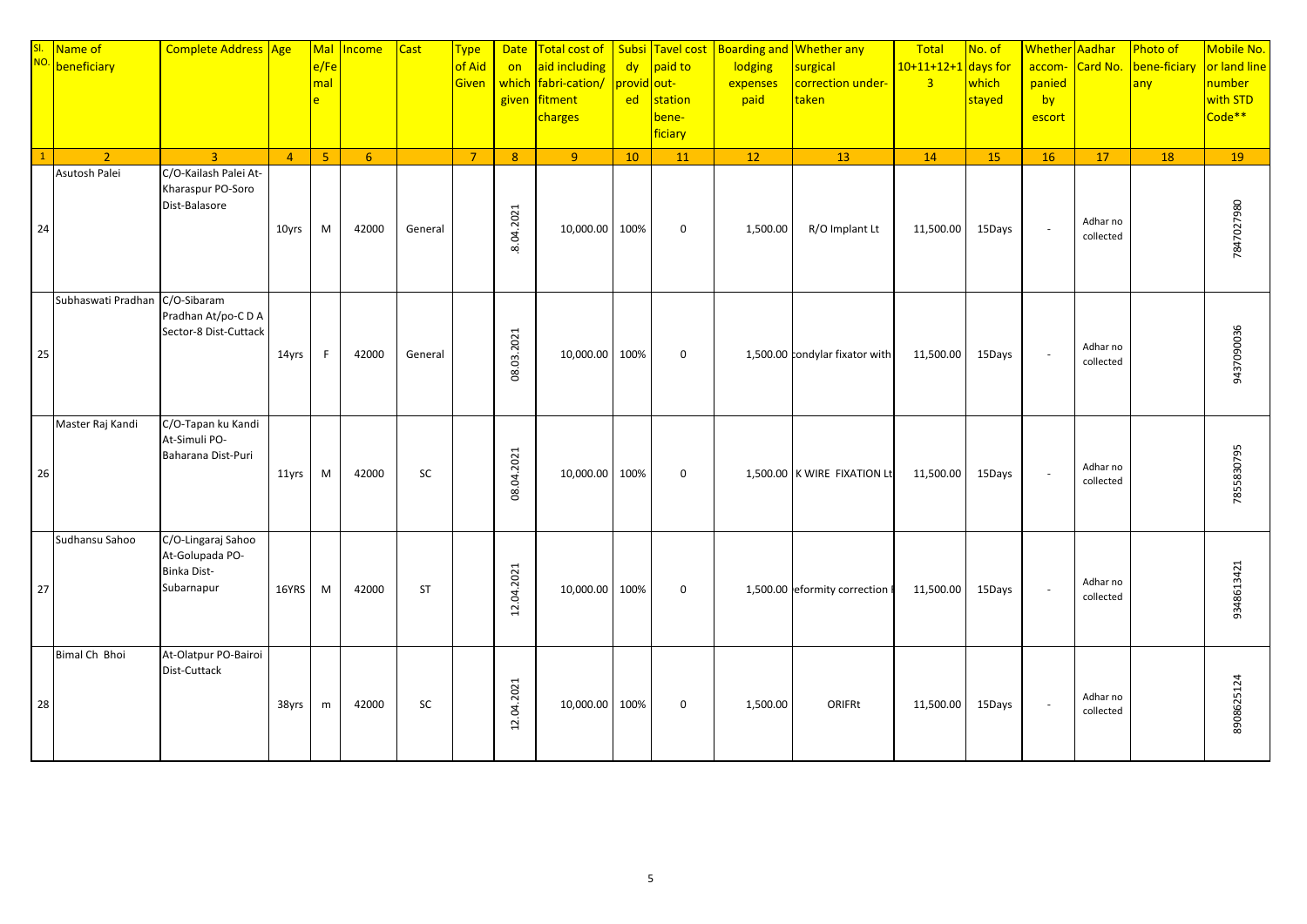| Sl. NO. | Name of beneficiary | Complete Address | Age | Male/Female | Income | Cast | Type of Aid Given | Date on which given | Total cost of aid including fabri-cation/ fitment charges | Subsidy provided | Tavel cost paid to out-station bene-ficiary | Boarding and lodging expenses paid | Whether any surgical correction under-taken | Total 10+11+12+13 | No. of days for which stayed | Whether accom-panied by escort | Aadhar Card No. | Photo of bene-ficiary any | Mobile No. or land line number with STD Code** |
|---|---|---|---|---|---|---|---|---|---|---|---|---|---|---|---|---|---|---|---|
| 1 | 2 | 3 | 4 | 5 | 6 | | 7 | 8 | 9 | 10 | 11 | 12 | 13 | 14 | 15 | 16 | 17 | 18 | 19 |
| 24 | Asutosh Palei | C/O-Kailash Palei At-Kharaspur PO-Soro Dist-Balasore | 10yrs | M | 42000 | General | | .8.04.2021 | 10,000.00 | 100% | 0 | 1,500.00 | R/O Implant Lt | 11,500.00 | 15Days | - | Adhar no collected | | 7847027980 |
| 25 | Subhaswati Pradhan | C/O-Sibaram Pradhan At/po-C D A Sector-8 Dist-Cuttack | 14yrs | F | 42000 | General | | 08.03.2021 | 10,000.00 | 100% | 0 | 1,500.00 | condylar fixator with | 11,500.00 | 15Days | - | Adhar no collected | | 9437090036 |
| 26 | Master Raj Kandi | C/O-Tapan ku Kandi At-Simuli PO-Baharana Dist-Puri | 11yrs | M | 42000 | SC | | 08.04.2021 | 10,000.00 | 100% | 0 | 1,500.00 | K WIRE FIXATION Lt | 11,500.00 | 15Days | - | Adhar no collected | | 7855830795 |
| 27 | Sudhansu Sahoo | C/O-Lingaraj Sahoo At-Golupada PO-Binka Dist-Subarnapur | 16YRS | M | 42000 | ST | | 12.04.2021 | 10,000.00 | 100% | 0 | 1,500.00 | eformity correction | 11,500.00 | 15Days | - | Adhar no collected | | 9348613421 |
| 28 | Bimal Ch Bhoi | At-Olatpur PO-Bairoi Dist-Cuttack | 38yrs | m | 42000 | SC | | 12.04.2021 | 10,000.00 | 100% | 0 | 1,500.00 | ORIFRt | 11,500.00 | 15Days | - | Adhar no collected | | 8908625124 |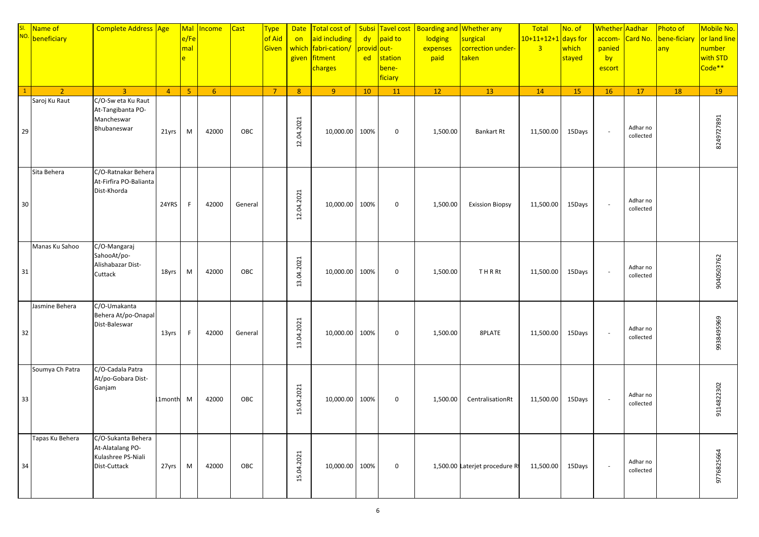| Sl. NO. | Name of beneficiary | Complete Address | Age | Male/Female | Income | Cast | Type of Aid Given | Date on which given | Total cost of aid including fabri-cation/ fitment charges | Subsidy provided | Tavel cost paid to out-station bene-ficiary | Boarding and lodging expenses paid | Whether any surgical correction under-taken | Total 10+11+12+13 | No. of days for which stayed | Whether accom-panied by escort | Aadhar Card No. | Photo of bene-ficiary any | Mobile No. or land line number with STD Code** |
|---|---|---|---|---|---|---|---|---|---|---|---|---|---|---|---|---|---|---|---|
| 1 | 2 | 3 | 4 | 5 | 6 | | 7 | 8 | 9 | 10 | 11 | 12 | 13 | 14 | 15 | 16 | 17 | 18 | 19 |
| 29 | Saroj Ku Raut | C/O-Sw eta Ku Raut At-Tangibanta PO-Mancheswar Bhubaneswar | 21yrs | M | 42000 | OBC | | 12.04.2021 | 10,000.00 | 100% | 0 | 1,500.00 | Bankart Rt | 11,500.00 | 15Days | - | Adhar no collected | | 8249727891 |
| 30 | Sita Behera | C/O-Ratnakar Behera At-Firfira PO-Balianta Dist-Khorda | 24YRS | F | 42000 | General | | 12.04.2021 | 10,000.00 | 100% | 0 | 1,500.00 | Exission Biopsy | 11,500.00 | 15Days | - | Adhar no collected | | |
| 31 | Manas Ku Sahoo | C/O-Mangaraj SahooAt/po-Alishabazar Dist-Cuttack | 18yrs | M | 42000 | OBC | | 13.04.2021 | 10,000.00 | 100% | 0 | 1,500.00 | T H R Rt | 11,500.00 | 15Days | - | Adhar no collected | | 9040503762 |
| 32 | Jasmine Behera | C/O-Umakanta Behera At/po-Onapal Dist-Baleswar | 13yrs | F | 42000 | General | | 13.04.2021 | 10,000.00 | 100% | 0 | 1,500.00 | 8PLATE | 11,500.00 | 15Days | - | Adhar no collected | | 9938495969 |
| 33 | Soumya Ch Patra | C/O-Cadala Patra At/po-Gobara Dist-Ganjam | 11month | M | 42000 | OBC | | 15.04.2021 | 10,000.00 | 100% | 0 | 1,500.00 | CentralisationRt | 11,500.00 | 15Days | - | Adhar no collected | | 9114822302 |
| 34 | Tapas Ku Behera | C/O-Sukanta Behera At-Alatalang PO-Kulashree PS-Niali Dist-Cuttack | 27yrs | M | 42000 | OBC | | 15.04.2021 | 10,000.00 | 100% | 0 | 1,500.00 | Laterjet procedure Rt | 11,500.00 | 15Days | - | Adhar no collected | | 9776825664 |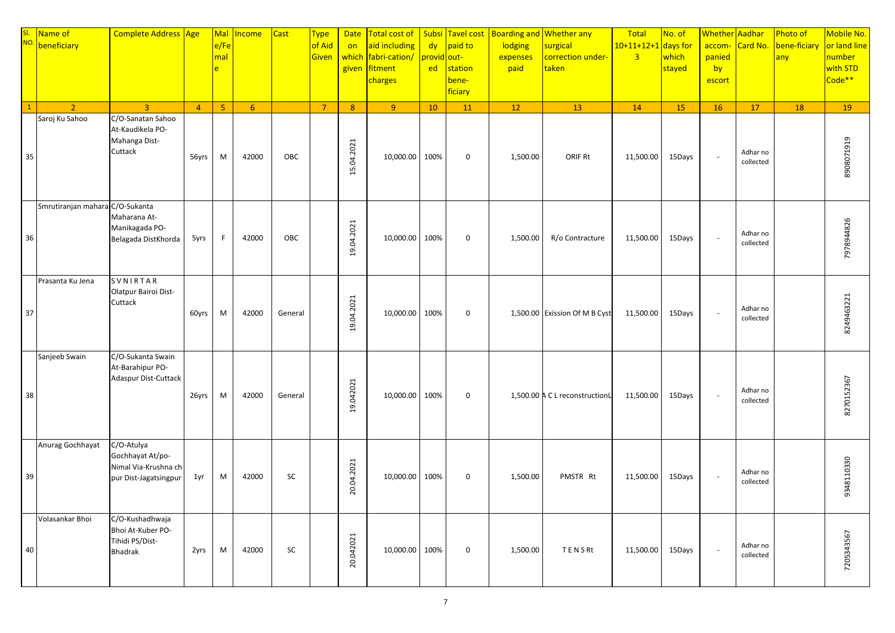| Sl. NO. | Name of beneficiary | Complete Address | Age | Male/Female | Income | Cast | Type of Aid Given | Date on which given | Total cost of aid including fabri-cation/ fitment charges | Subsidy provided | Tavel cost paid to out-station bene-ficiary | Boarding and lodging expenses paid | Whether any surgical correction under-taken | Total 10+11+12+13 | No. of days for which stayed | Whether accom-panied by escort | Aadhar Card No. | Photo of bene-ficiary any | Mobile No. or land line number with STD Code** |
|---|---|---|---|---|---|---|---|---|---|---|---|---|---|---|---|---|---|---|---|
| 1 | 2 | 3 | 4 | 5 | 6 | | 7 | 8 | 9 | 10 | 11 | 12 | 13 | 14 | 15 | 16 | 17 | 18 | 19 |
| 35 | Saroj Ku Sahoo | C/O-Sanatan Sahoo At-Kaudikela PO-Mahanga Dist-Cuttack | 56yrs | M | 42000 | OBC | | 15.04.2021 | 10,000.00 | 100% | 0 | 1,500.00 | ORIF Rt | 11,500.00 | 15Days | - | Adhar no collected | | 8908071919 |
| 36 | Smrutiranjan maharana | C/O-Sukanta Maharana At-Manikagada PO-Belagada DistKhorda | 5yrs | F | 42000 | OBC | | 19.04.2021 | 10,000.00 | 100% | 0 | 1,500.00 | R/o Contracture | 11,500.00 | 15Days | - | Adhar no collected | | 7978944826 |
| 37 | Prasanta Ku Jena | S V N I R T A R Olatpur Bairoi Dist-Cuttack | 60yrs | M | 42000 | General | | 19.04.2021 | 10,000.00 | 100% | 0 | 1,500.00 | Exission Of M B Cyst | 11,500.00 | 15Days | - | Adhar no collected | | 8249463221 |
| 38 | Sanjeeb Swain | C/O-Sukanta Swain At-Barahipur PO-Adaspur Dist-Cuttack | 26yrs | M | 42000 | General | | 19.042021 | 10,000.00 | 100% | 0 | 1,500.00 | A C L reconstructionL | 11,500.00 | 15Days | - | Adhar no collected | | 8270152367 |
| 39 | Anurag Gochhayat | C/O-Atulya Gochhayat At/po-Nimal Via-Krushna ch pur Dist-Jagatsingpur | 1yr | M | 42000 | SC | | 20.04.2021 | 10,000.00 | 100% | 0 | 1,500.00 | PMSTR Rt | 11,500.00 | 15Days | - | Adhar no collected | | 9348110330 |
| 40 | Volasankar Bhoi | C/O-Kushadhwaja Bhoi At-Kuber PO-Tihidi PS/Dist-Bhadrak | 2yrs | M | 42000 | SC | | 20.042021 | 10,000.00 | 100% | 0 | 1,500.00 | T E N S Rt | 11,500.00 | 15Days | - | Adhar no collected | | 7205343567 |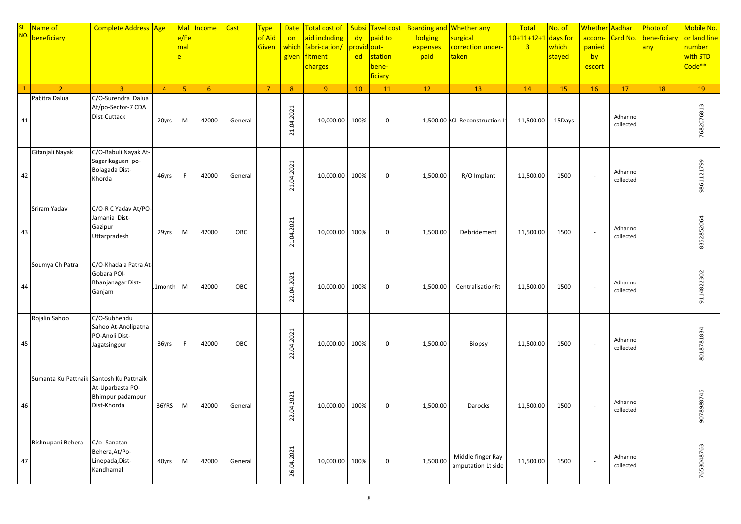| Sl. NO. | Name of beneficiary | Complete Address | Age | Male/Female | Income | Cast | Type of Aid Given | Date on which given | Total cost of aid including fabri-cation/ fitment charges | Subsidy provided | Tavel cost paid to out-station bene-ficiary | Boarding and lodging expenses paid | Whether any surgical correction under-taken | Total 10+11+12+13 | No. of days for which stayed | Whether accom-panied by escort | Aadhar Card No. | Photo of bene-ficiary any | Mobile No. or land line number with STD Code** |
|---|---|---|---|---|---|---|---|---|---|---|---|---|---|---|---|---|---|---|---|
| 1 | 2 | 3 | 4 | 5 | 6 | | 7 | 8 | 9 | 10 | 11 | 12 | 13 | 14 | 15 | 16 | 17 | 18 | 19 |
| 41 | Pabitra Dalua | C/O-Surendra Dalua At/po-Sector-7 CDA Dist-Cuttack | 20yrs | M | 42000 | General | | 21.04.2021 | 10,000.00 | 100% | 0 | 1,500.00 | ACL Reconstruction Lt | 11,500.00 | 15Days | - | Adhar no collected | | 7682076813 |
| 42 | Gitanjali Nayak | C/O-Babuli Nayak At-Sagarikaguan po-Bolagada Dist-Khorda | 46yrs | F | 42000 | General | | 21.04.2021 | 10,000.00 | 100% | 0 | 1,500.00 | R/O Implant | 11,500.00 | 1500 | - | Adhar no collected | | 9861121799 |
| 43 | Sriram Yadav | C/O-R C Yadav At/PO-Jamania Dist-Gazipur Uttarpradesh | 29yrs | M | 42000 | OBC | | 21.04.2021 | 10,000.00 | 100% | 0 | 1,500.00 | Debridement | 11,500.00 | 1500 | - | Adhar no collected | | 8352852064 |
| 44 | Soumya Ch Patra | C/O-Khadala Patra At-Gobara POI-Bhanjanagar Dist-Ganjam | 11month | M | 42000 | OBC | | 22.04.2021 | 10,000.00 | 100% | 0 | 1,500.00 | CentralisationRt | 11,500.00 | 1500 | - | Adhar no collected | | 9114822302 |
| 45 | Rojalin Sahoo | C/O-Subhendu Sahoo At-Anolipatna PO-Anoli Dist-Jagatsingpur | 36yrs | F | 42000 | OBC | | 22.04.2021 | 10,000.00 | 100% | 0 | 1,500.00 | Biopsy | 11,500.00 | 1500 | - | Adhar no collected | | 8018781834 |
| 46 | Sumanta Ku Pattnaik | Santosh Ku Pattnaik At-Uparbasta PO-Bhimpur padampur Dist-Khorda | 36YRS | M | 42000 | General | | 22.04.2021 | 10,000.00 | 100% | 0 | 1,500.00 | Darocks | 11,500.00 | 1500 | - | Adhar no collected | | 9078988745 |
| 47 | Bishnupani Behera | C/o- Sanatan Behera,At/Po-Linepada,Dist-Kandhamal | 40yrs | M | 42000 | General | | 26.04.2021 | 10,000.00 | 100% | 0 | 1,500.00 | Middle finger Ray amputation Lt side | 11,500.00 | 1500 | - | Adhar no collected | | 7653048763 |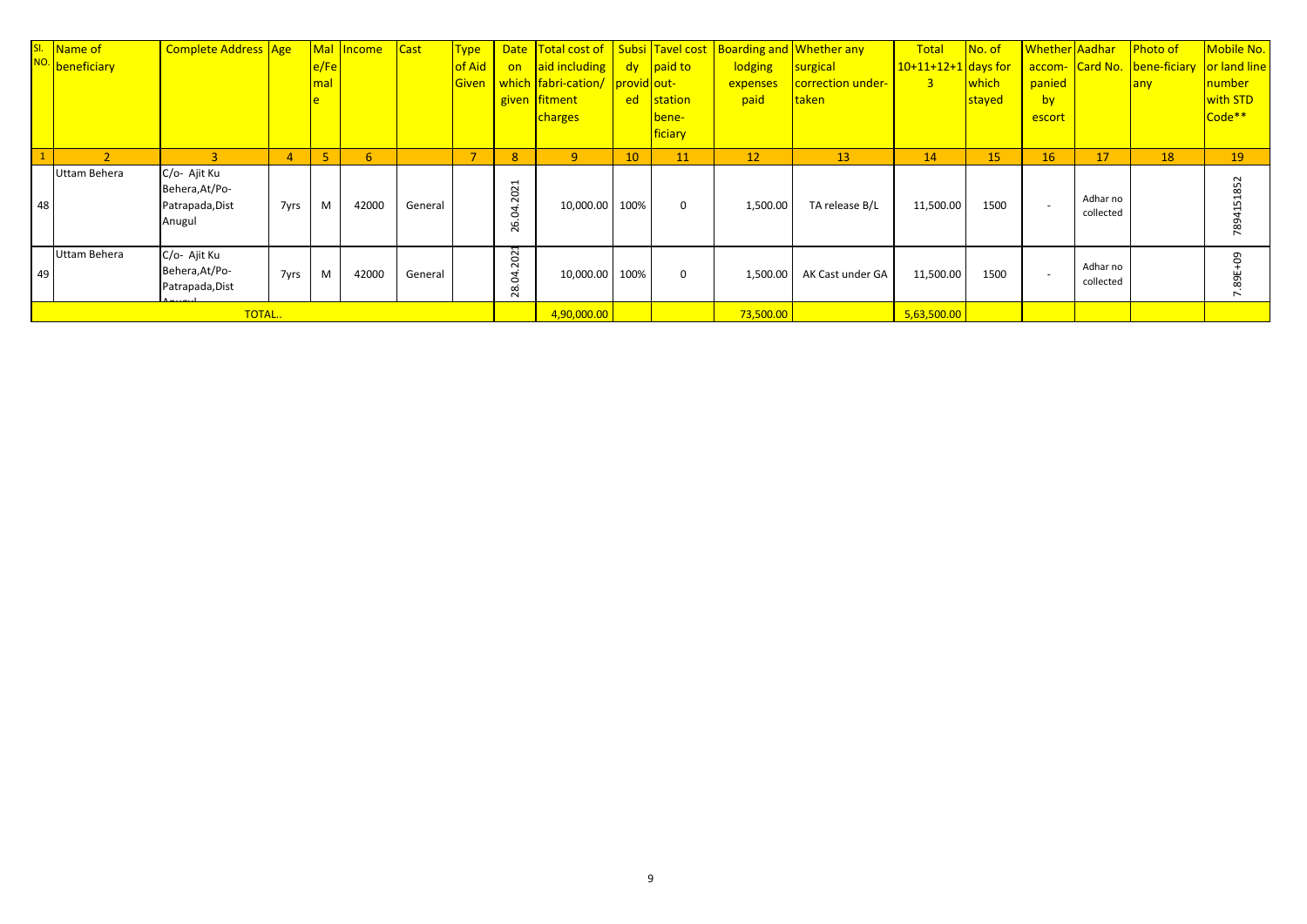| Sl. NO. | Name of beneficiary | Complete Address | Age | Male/Female | Income | Cast | Type of Aid Given | Date on which given | Total cost of aid including fabri-cation/ fitment charges | Subsidy provided | Tavel cost paid to out-station bene-ficiary | Boarding and lodging expenses paid | Whether any surgical correction under-taken | Total 10+11+12+13 | No. of days for which stayed | Whether accom-panied by escort | Aadhar Card No. | Photo of bene-ficiary any | Mobile No. or land line number with STD Code** |
|---|---|---|---|---|---|---|---|---|---|---|---|---|---|---|---|---|---|---|---|
| 1 | 2 | 3 | 4 | 5 | 6 | | 7 | 8 | 9 | 10 | 11 | 12 | 13 | 14 | 15 | 16 | 17 | 18 | 19 |
| 48 | Uttam Behera | C/o- Ajit Ku Behera,At/Po-Patrapada,Dist Anugul | 7yrs | M | 42000 | General | | 26.04.2021 | 10,000.00 | 100% | 0 | 1,500.00 | TA release B/L | 11,500.00 | 1500 | - | Adhar no collected | | 7894151852 |
| 49 | Uttam Behera | C/o- Ajit Ku Behera,At/Po-Patrapada,Dist Anugul | 7yrs | M | 42000 | General | | 28.04.2021 | 10,000.00 | 100% | 0 | 1,500.00 | AK Cast under GA | 11,500.00 | 1500 | - | Adhar no collected | | 7.89E+09 |
| TOTAL.. | | | | | | | | | 4,90,000.00 | | | 73,500.00 | | 5,63,500.00 | | | | | |